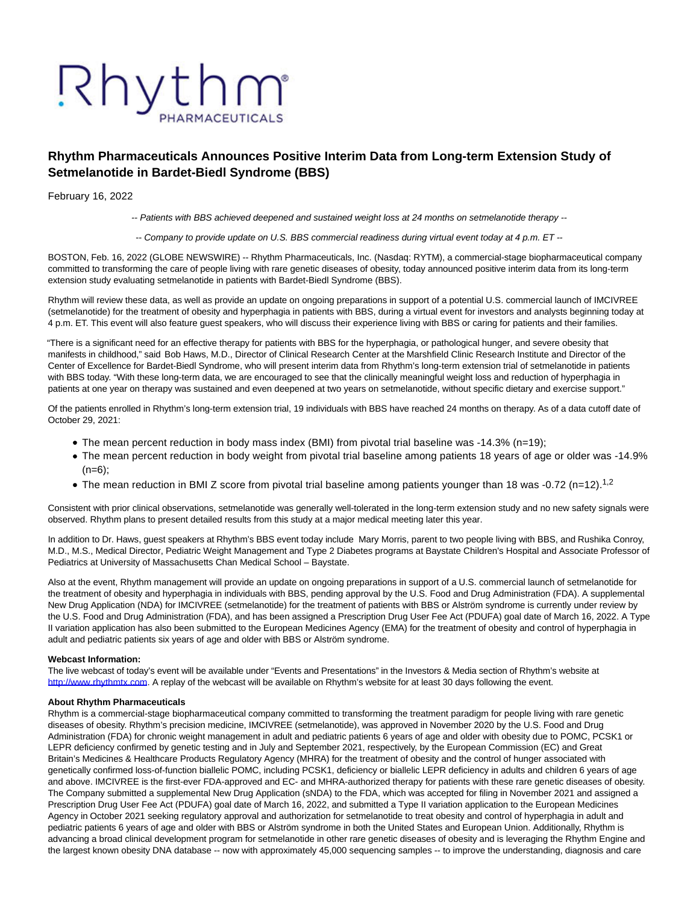# Rhythm Pharmaceuticals Announces Positive Interim Data from Long-term Extension Study of Setmelanotide in Bardet-Biedl Syndrome (BBS)

February 16, 2022

*-- Patients with BBS achieved deepened and sustained weight loss at 24 months on setmelanotide therapy --*

*-- Company to provide update on U.S. BBS commercial readiness during virtual event today at 4 p.m. ET --*

BOSTON, Feb. 16, 2022 (GLOBE NEWSWIRE) -- Rhythm Pharmaceuticals, Inc. (Nasdaq: RYTM), a commercial-stage biopharmaceutical company committed to transforming the care of people living with rare genetic diseases of obesity, today announced positive interim data from its long-term extension study evaluating setmelanotide in patients with Bardet-Biedl Syndrome (BBS).

Rhythm will review these data, as well as provide an update on ongoing preparations in support of a potential U.S. commercial launch of IMCIVREE (setmelanotide) for the treatment of obesity and hyperphagia in patients with BBS, during a virtual event for investors and analysts beginning today at 4 p.m. ET. This event will also feature guest speakers, who will discuss their experience living with BBS or caring for patients and their families.

"There is a significant need for an effective therapy for patients with BBS for the hyperphagia, or pathological hunger, and severe obesity that manifests in childhood," said Bob Haws, M.D., Director of Clinical Research Center at the Marshfield Clinic Research Institute and Director of the Center of Excellence for Bardet-Biedl Syndrome, who will present interim data from Rhythm's long-term extension trial of setmelanotide in patients with BBS today. "With these long-term data, we are encouraged to see that the clinically meaningful weight loss and reduction of hyperphagia in patients at one year on therapy was sustained and even deepened at two years on setmelanotide, without specific dietary and exercise support."

Of the patients enrolled in Rhythm's long-term extension trial, 19 individuals with BBS have reached 24 months on therapy. As of a data cutoff date of October 29, 2021:

- The mean percent reduction in body mass index (BMI) from pivotal trial baseline was -14.3% (n=19);
- The mean percent reduction in body weight from pivotal trial baseline among patients 18 years of age or older was -14.9% (n=6);
- The mean reduction in BMI Z score from pivotal trial baseline among patients younger than 18 was -0.72 (n=12).[1,2]

Consistent with prior clinical observations, setmelanotide was generally well-tolerated in the long-term extension study and no new safety signals were observed. Rhythm plans to present detailed results from this study at a major medical meeting later this year.

In addition to Dr. Haws, guest speakers at Rhythm's BBS event today include Mary Morris, parent to two people living with BBS, and Rushika Conroy, M.D., M.S., Medical Director, Pediatric Weight Management and Type 2 Diabetes programs at Baystate Children's Hospital and Associate Professor of Pediatrics at University of Massachusetts Chan Medical School – Baystate.

Also at the event, Rhythm management will provide an update on ongoing preparations in support of a U.S. commercial launch of setmelanotide for the treatment of obesity and hyperphagia in individuals with BBS, pending approval by the U.S. Food and Drug Administration (FDA). A supplemental New Drug Application (NDA) for IMCIVREE (setmelanotide) for the treatment of patients with BBS or Alström syndrome is currently under review by the U.S. Food and Drug Administration (FDA), and has been assigned a Prescription Drug User Fee Act (PDUFA) goal date of March 16, 2022. A Type II variation application has also been submitted to the European Medicines Agency (EMA) for the treatment of obesity and control of hyperphagia in adult and pediatric patients six years of age and older with BBS or Alström syndrome.

**Webcast Information:**
The live webcast of today's event will be available under "Events and Presentations" in the Investors & Media section of Rhythm's website at http://www.rhythmtx.com. A replay of the webcast will be available on Rhythm's website for at least 30 days following the event.

**About Rhythm Pharmaceuticals**
Rhythm is a commercial-stage biopharmaceutical company committed to transforming the treatment paradigm for people living with rare genetic diseases of obesity. Rhythm's precision medicine, IMCIVREE (setmelanotide), was approved in November 2020 by the U.S. Food and Drug Administration (FDA) for chronic weight management in adult and pediatric patients 6 years of age and older with obesity due to POMC, PCSK1 or LEPR deficiency confirmed by genetic testing and in July and September 2021, respectively, by the European Commission (EC) and Great Britain's Medicines & Healthcare Products Regulatory Agency (MHRA) for the treatment of obesity and the control of hunger associated with genetically confirmed loss-of-function biallelic POMC, including PCSK1, deficiency or biallelic LEPR deficiency in adults and children 6 years of age and above. IMCIVREE is the first-ever FDA-approved and EC- and MHRA-authorized therapy for patients with these rare genetic diseases of obesity. The Company submitted a supplemental New Drug Application (sNDA) to the FDA, which was accepted for filing in November 2021 and assigned a Prescription Drug User Fee Act (PDUFA) goal date of March 16, 2022, and submitted a Type II variation application to the European Medicines Agency in October 2021 seeking regulatory approval and authorization for setmelanotide to treat obesity and control of hyperphagia in adult and pediatric patients 6 years of age and older with BBS or Alström syndrome in both the United States and European Union. Additionally, Rhythm is advancing a broad clinical development program for setmelanotide in other rare genetic diseases of obesity and is leveraging the Rhythm Engine and the largest known obesity DNA database -- now with approximately 45,000 sequencing samples -- to improve the understanding, diagnosis and care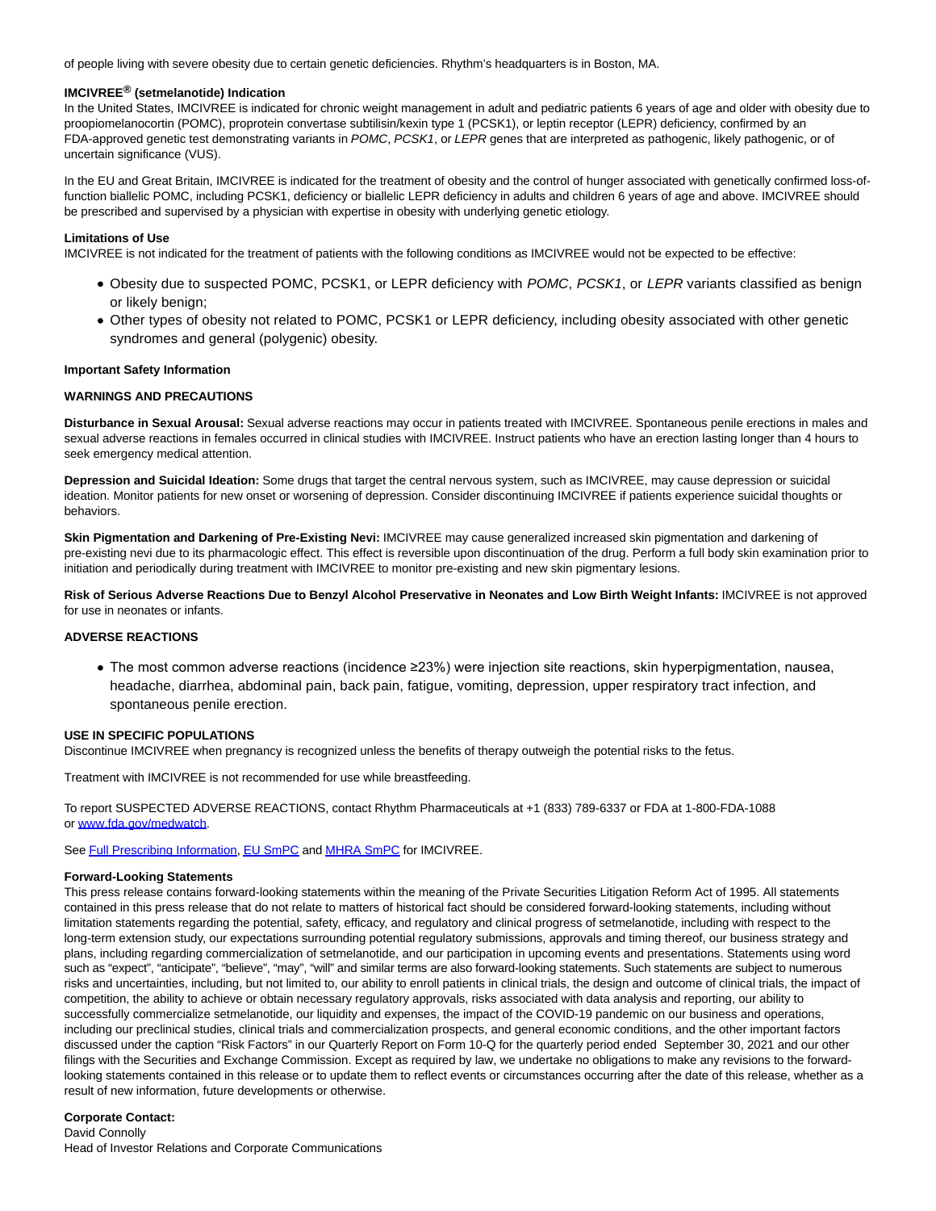of people living with severe obesity due to certain genetic deficiencies. Rhythm's headquarters is in Boston, MA.

**IMCIVREE® (setmelanotide) Indication**

In the United States, IMCIVREE is indicated for chronic weight management in adult and pediatric patients 6 years of age and older with obesity due to proopiomelanocortin (POMC), proprotein convertase subtilisin/kexin type 1 (PCSK1), or leptin receptor (LEPR) deficiency, confirmed by an FDA-approved genetic test demonstrating variants in *POMC*, *PCSK1*, or *LEPR* genes that are interpreted as pathogenic, likely pathogenic, or of uncertain significance (VUS).

In the EU and Great Britain, IMCIVREE is indicated for the treatment of obesity and the control of hunger associated with genetically confirmed loss-of-function biallelic POMC, including PCSK1, deficiency or biallelic LEPR deficiency in adults and children 6 years of age and above. IMCIVREE should be prescribed and supervised by a physician with expertise in obesity with underlying genetic etiology.

**Limitations of Use**

IMCIVREE is not indicated for the treatment of patients with the following conditions as IMCIVREE would not be expected to be effective:

- Obesity due to suspected POMC, PCSK1, or LEPR deficiency with *POMC*, *PCSK1*, or *LEPR* variants classified as benign or likely benign;
- Other types of obesity not related to POMC, PCSK1 or LEPR deficiency, including obesity associated with other genetic syndromes and general (polygenic) obesity.

**Important Safety Information**

**WARNINGS AND PRECAUTIONS**

**Disturbance in Sexual Arousal:** Sexual adverse reactions may occur in patients treated with IMCIVREE. Spontaneous penile erections in males and sexual adverse reactions in females occurred in clinical studies with IMCIVREE. Instruct patients who have an erection lasting longer than 4 hours to seek emergency medical attention.

**Depression and Suicidal Ideation:** Some drugs that target the central nervous system, such as IMCIVREE, may cause depression or suicidal ideation. Monitor patients for new onset or worsening of depression. Consider discontinuing IMCIVREE if patients experience suicidal thoughts or behaviors.

**Skin Pigmentation and Darkening of Pre-Existing Nevi:** IMCIVREE may cause generalized increased skin pigmentation and darkening of pre-existing nevi due to its pharmacologic effect. This effect is reversible upon discontinuation of the drug. Perform a full body skin examination prior to initiation and periodically during treatment with IMCIVREE to monitor pre-existing and new skin pigmentary lesions.

**Risk of Serious Adverse Reactions Due to Benzyl Alcohol Preservative in Neonates and Low Birth Weight Infants:** IMCIVREE is not approved for use in neonates or infants.

**ADVERSE REACTIONS**

- The most common adverse reactions (incidence ≥23%) were injection site reactions, skin hyperpigmentation, nausea, headache, diarrhea, abdominal pain, back pain, fatigue, vomiting, depression, upper respiratory tract infection, and spontaneous penile erection.

**USE IN SPECIFIC POPULATIONS**

Discontinue IMCIVREE when pregnancy is recognized unless the benefits of therapy outweigh the potential risks to the fetus.

Treatment with IMCIVREE is not recommended for use while breastfeeding.

To report SUSPECTED ADVERSE REACTIONS, contact Rhythm Pharmaceuticals at +1 (833) 789-6337 or FDA at 1-800-FDA-1088 or [www.fda.gov/medwatch](www.fda.gov/medwatch).

See [Full Prescribing Information](), [EU SmPC]() and [MHRA SmPC]() for IMCIVREE.

**Forward-Looking Statements**

This press release contains forward-looking statements within the meaning of the Private Securities Litigation Reform Act of 1995. All statements contained in this press release that do not relate to matters of historical fact should be considered forward-looking statements, including without limitation statements regarding the potential, safety, efficacy, and regulatory and clinical progress of setmelanotide, including with respect to the long-term extension study, our expectations surrounding potential regulatory submissions, approvals and timing thereof, our business strategy and plans, including regarding commercialization of setmelanotide, and our participation in upcoming events and presentations. Statements using word such as "expect", "anticipate", "believe", "may", "will" and similar terms are also forward-looking statements. Such statements are subject to numerous risks and uncertainties, including, but not limited to, our ability to enroll patients in clinical trials, the design and outcome of clinical trials, the impact of competition, the ability to achieve or obtain necessary regulatory approvals, risks associated with data analysis and reporting, our ability to successfully commercialize setmelanotide, our liquidity and expenses, the impact of the COVID-19 pandemic on our business and operations, including our preclinical studies, clinical trials and commercialization prospects, and general economic conditions, and the other important factors discussed under the caption "Risk Factors" in our Quarterly Report on Form 10-Q for the quarterly period ended September 30, 2021 and our other filings with the Securities and Exchange Commission. Except as required by law, we undertake no obligations to make any revisions to the forward-looking statements contained in this release or to update them to reflect events or circumstances occurring after the date of this release, whether as a result of new information, future developments or otherwise.

**Corporate Contact:**

David Connolly
Head of Investor Relations and Corporate Communications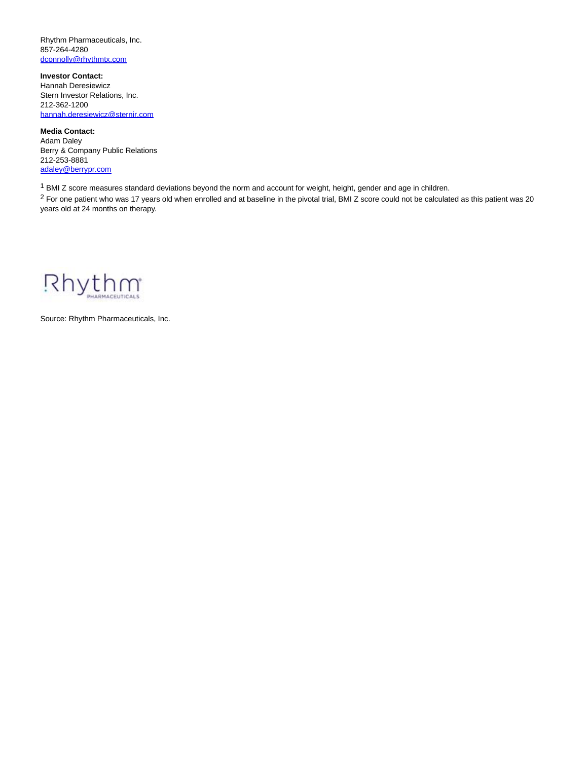Rhythm Pharmaceuticals, Inc.
857-264-4280
dconnolly@rhythmtx.com

**Investor Contact:**
Hannah Deresiewicz
Stern Investor Relations, Inc.
212-362-1200
hannah.deresiewicz@sternir.com

**Media Contact:**
Adam Daley
Berry & Company Public Relations
212-253-8881
adaley@berrypr.com

[1] BMI Z score measures standard deviations beyond the norm and account for weight, height, gender and age in children.

[2] For one patient who was 17 years old when enrolled and at baseline in the pivotal trial, BMI Z score could not be calculated as this patient was 20 years old at 24 months on therapy.

Source: Rhythm Pharmaceuticals, Inc.